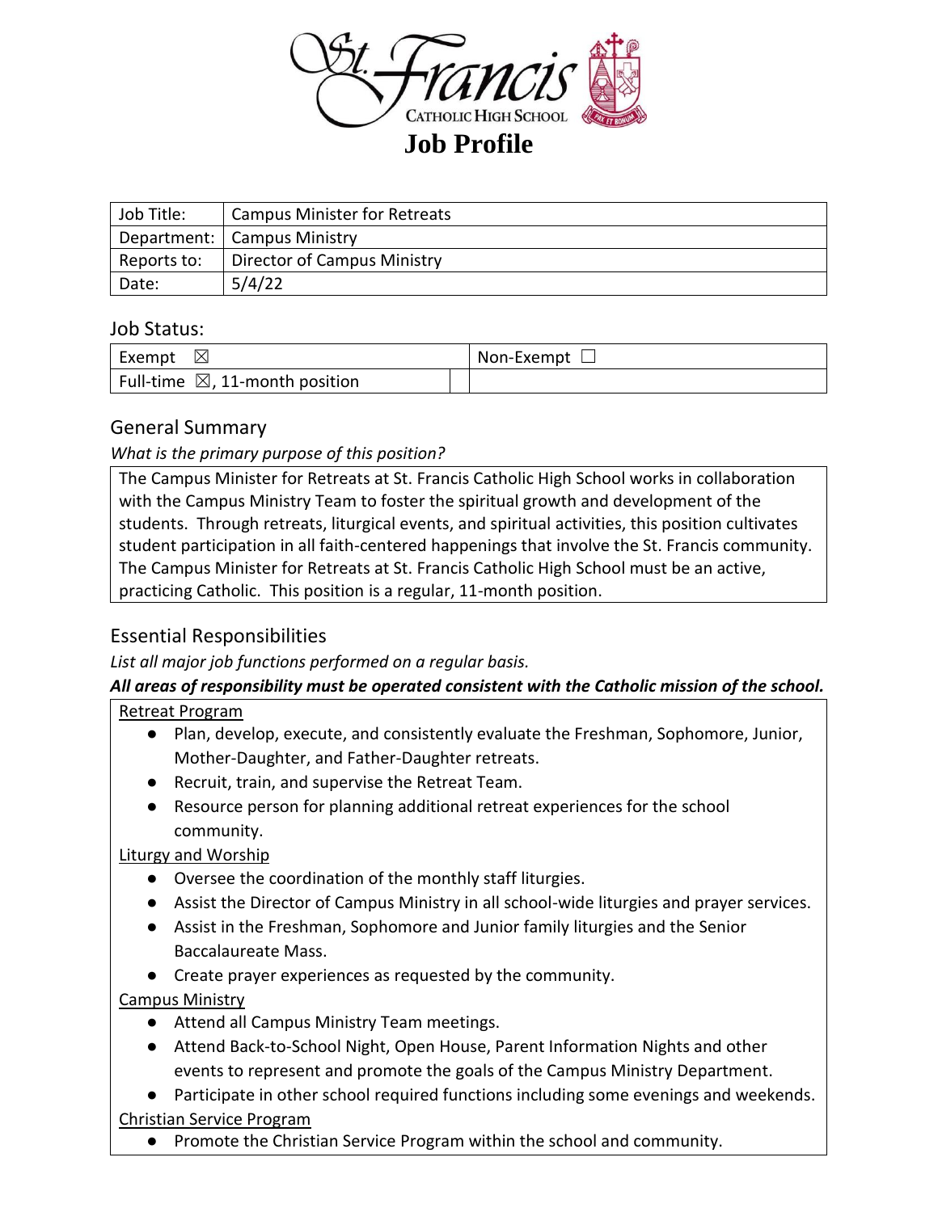St. Francis Catholic High School

# Job Profile

| Job Title: | Campus Minister for Retreats |
|---|---|
| Department: | Campus Ministry |
| Reports to: | Director of Campus Ministry |
| Date: | 5/4/22 |

## Job Status:

| Exempt ☒ | | Non-Exempt ☐ |
|---|---|---|
| Full-time ☒, 11-month position | | |

## General Summary

*What is the primary purpose of this position?*

The Campus Minister for Retreats at St. Francis Catholic High School works in collaboration with the Campus Ministry Team to foster the spiritual growth and development of the students. Through retreats, liturgical events, and spiritual activities, this position cultivates student participation in all faith-centered happenings that involve the St. Francis community. The Campus Minister for Retreats at St. Francis Catholic High School must be an active, practicing Catholic. This position is a regular, 11-month position.

## Essential Responsibilities

*List all major job functions performed on a regular basis.*

***All areas of responsibility must be operated consistent with the Catholic mission of the school.***

<u>Retreat Program</u>

- Plan, develop, execute, and consistently evaluate the Freshman, Sophomore, Junior, Mother-Daughter, and Father-Daughter retreats.
- Recruit, train, and supervise the Retreat Team.
- Resource person for planning additional retreat experiences for the school community.

<u>Liturgy and Worship</u>

- Oversee the coordination of the monthly staff liturgies.
- Assist the Director of Campus Ministry in all school-wide liturgies and prayer services.
- Assist in the Freshman, Sophomore and Junior family liturgies and the Senior Baccalaureate Mass.
- Create prayer experiences as requested by the community.

<u>Campus Ministry</u>

- Attend all Campus Ministry Team meetings.
- Attend Back-to-School Night, Open House, Parent Information Nights and other events to represent and promote the goals of the Campus Ministry Department.
- Participate in other school required functions including some evenings and weekends.

<u>Christian Service Program</u>

- Promote the Christian Service Program within the school and community.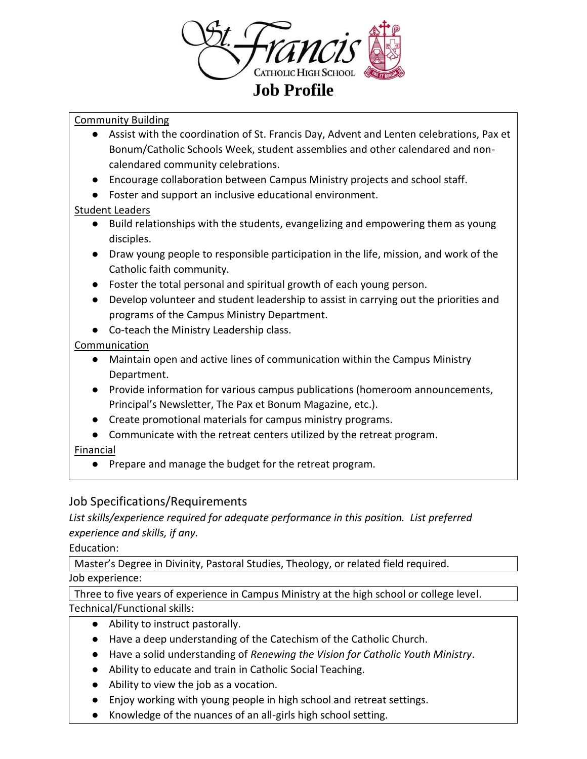# Job Profile

Community Building

- Assist with the coordination of St. Francis Day, Advent and Lenten celebrations, Pax et Bonum/Catholic Schools Week, student assemblies and other calendared and non-calendared community celebrations.
- Encourage collaboration between Campus Ministry projects and school staff.
- Foster and support an inclusive educational environment.

Student Leaders

- Build relationships with the students, evangelizing and empowering them as young disciples.
- Draw young people to responsible participation in the life, mission, and work of the Catholic faith community.
- Foster the total personal and spiritual growth of each young person.
- Develop volunteer and student leadership to assist in carrying out the priorities and programs of the Campus Ministry Department.
- Co-teach the Ministry Leadership class.

Communication

- Maintain open and active lines of communication within the Campus Ministry Department.
- Provide information for various campus publications (homeroom announcements, Principal's Newsletter, The Pax et Bonum Magazine, etc.).
- Create promotional materials for campus ministry programs.
- Communicate with the retreat centers utilized by the retreat program.

Financial

- Prepare and manage the budget for the retreat program.

## Job Specifications/Requirements

*List skills/experience required for adequate performance in this position. List preferred experience and skills, if any.*

Education:

Master's Degree in Divinity, Pastoral Studies, Theology, or related field required.

Job experience:

Three to five years of experience in Campus Ministry at the high school or college level.

Technical/Functional skills:

- Ability to instruct pastorally.
- Have a deep understanding of the Catechism of the Catholic Church.
- Have a solid understanding of *Renewing the Vision for Catholic Youth Ministry*.
- Ability to educate and train in Catholic Social Teaching.
- Ability to view the job as a vocation.
- Enjoy working with young people in high school and retreat settings.
- Knowledge of the nuances of an all-girls high school setting.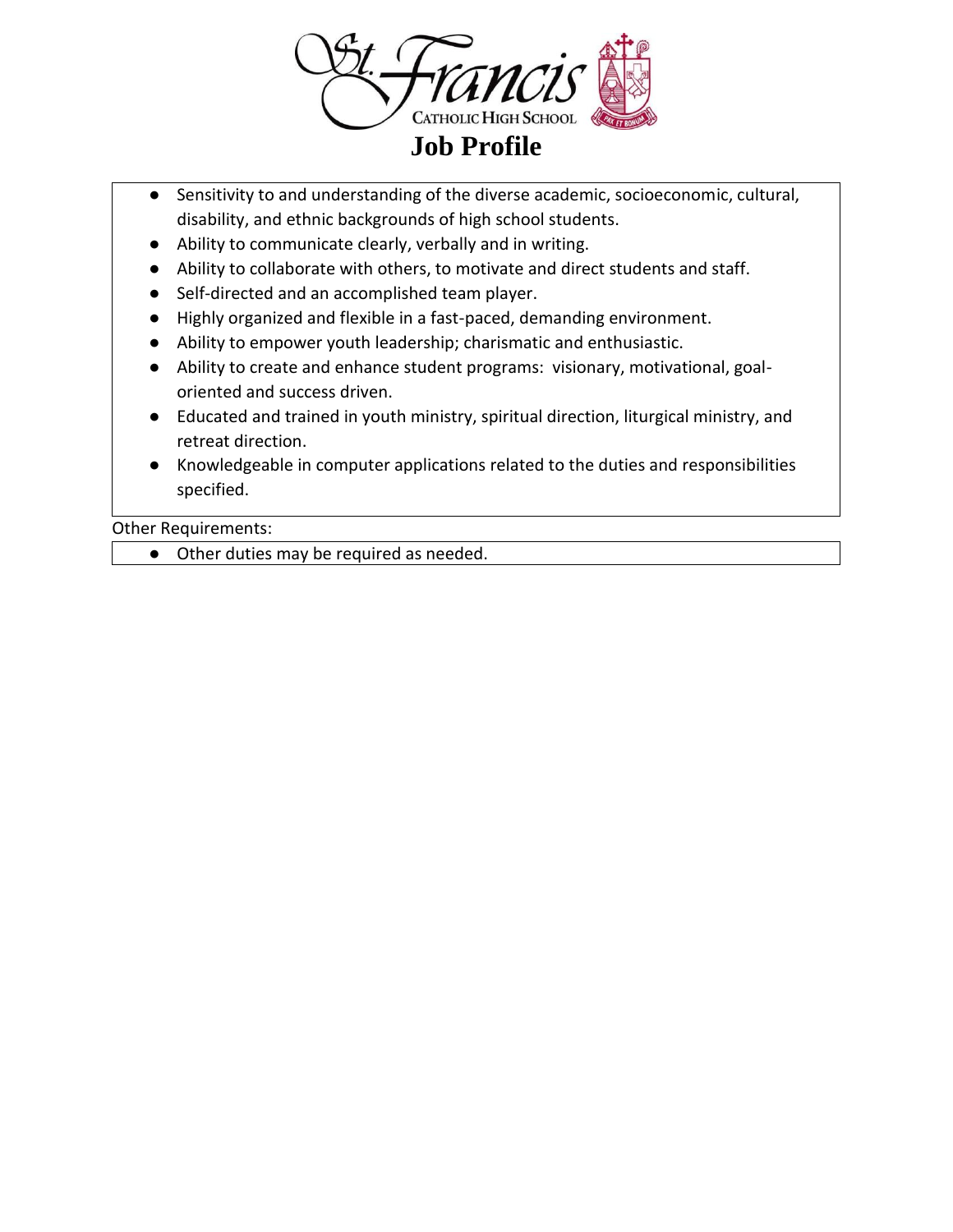# Job Profile

- Sensitivity to and understanding of the diverse academic, socioeconomic, cultural, disability, and ethnic backgrounds of high school students.
- Ability to communicate clearly, verbally and in writing.
- Ability to collaborate with others, to motivate and direct students and staff.
- Self-directed and an accomplished team player.
- Highly organized and flexible in a fast-paced, demanding environment.
- Ability to empower youth leadership; charismatic and enthusiastic.
- Ability to create and enhance student programs: visionary, motivational, goal-oriented and success driven.
- Educated and trained in youth ministry, spiritual direction, liturgical ministry, and retreat direction.
- Knowledgeable in computer applications related to the duties and responsibilities specified.

Other Requirements:

- Other duties may be required as needed.